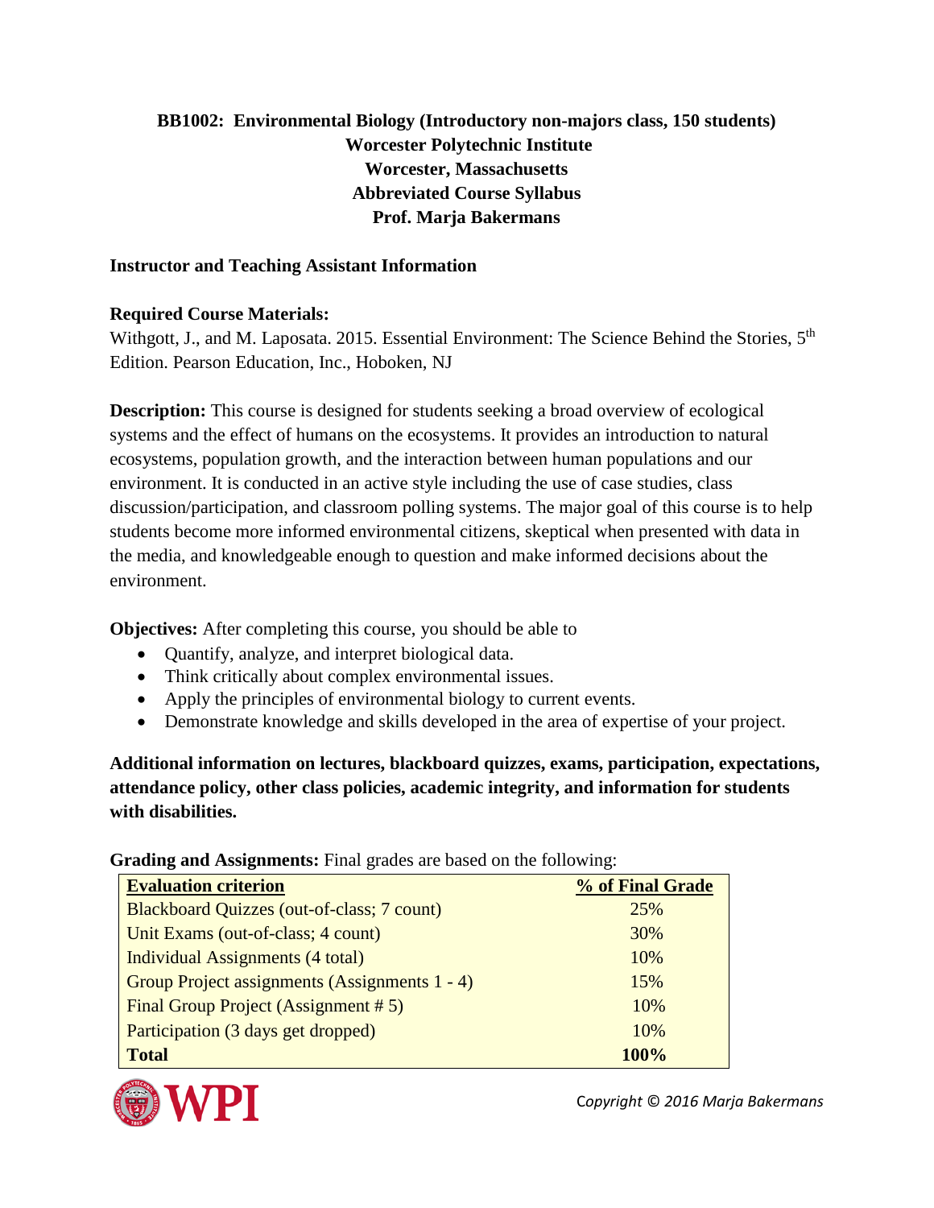# BB1002: Environmental Biology (Introductory non-majors class, 150 students)
## Worcester Polytechnic Institute
## Worcester, Massachusetts
## Abbreviated Course Syllabus
## Prof. Marja Bakermans

**Instructor and Teaching Assistant Information**

**Required Course Materials:**
Withgott, J., and M. Laposata. 2015. Essential Environment: The Science Behind the Stories, 5th Edition. Pearson Education, Inc., Hoboken, NJ

**Description:** This course is designed for students seeking a broad overview of ecological systems and the effect of humans on the ecosystems. It provides an introduction to natural ecosystems, population growth, and the interaction between human populations and our environment. It is conducted in an active style including the use of case studies, class discussion/participation, and classroom polling systems. The major goal of this course is to help students become more informed environmental citizens, skeptical when presented with data in the media, and knowledgeable enough to question and make informed decisions about the environment.

**Objectives:** After completing this course, you should be able to

- Quantify, analyze, and interpret biological data.
- Think critically about complex environmental issues.
- Apply the principles of environmental biology to current events.
- Demonstrate knowledge and skills developed in the area of expertise of your project.

**Additional information on lectures, blackboard quizzes, exams, participation, expectations, attendance policy, other class policies, academic integrity, and information for students with disabilities.**

**Grading and Assignments:** Final grades are based on the following:

| Evaluation criterion | % of Final Grade |
|---|---|
| Blackboard Quizzes (out-of-class; 7 count) | 25% |
| Unit Exams (out-of-class; 4 count) | 30% |
| Individual Assignments (4 total) | 10% |
| Group Project assignments (Assignments 1 - 4) | 15% |
| Final Group Project (Assignment # 5) | 10% |
| Participation (3 days get dropped) | 10% |
| **Total** | **100%** |

*Copyright © 2016 Marja Bakermans*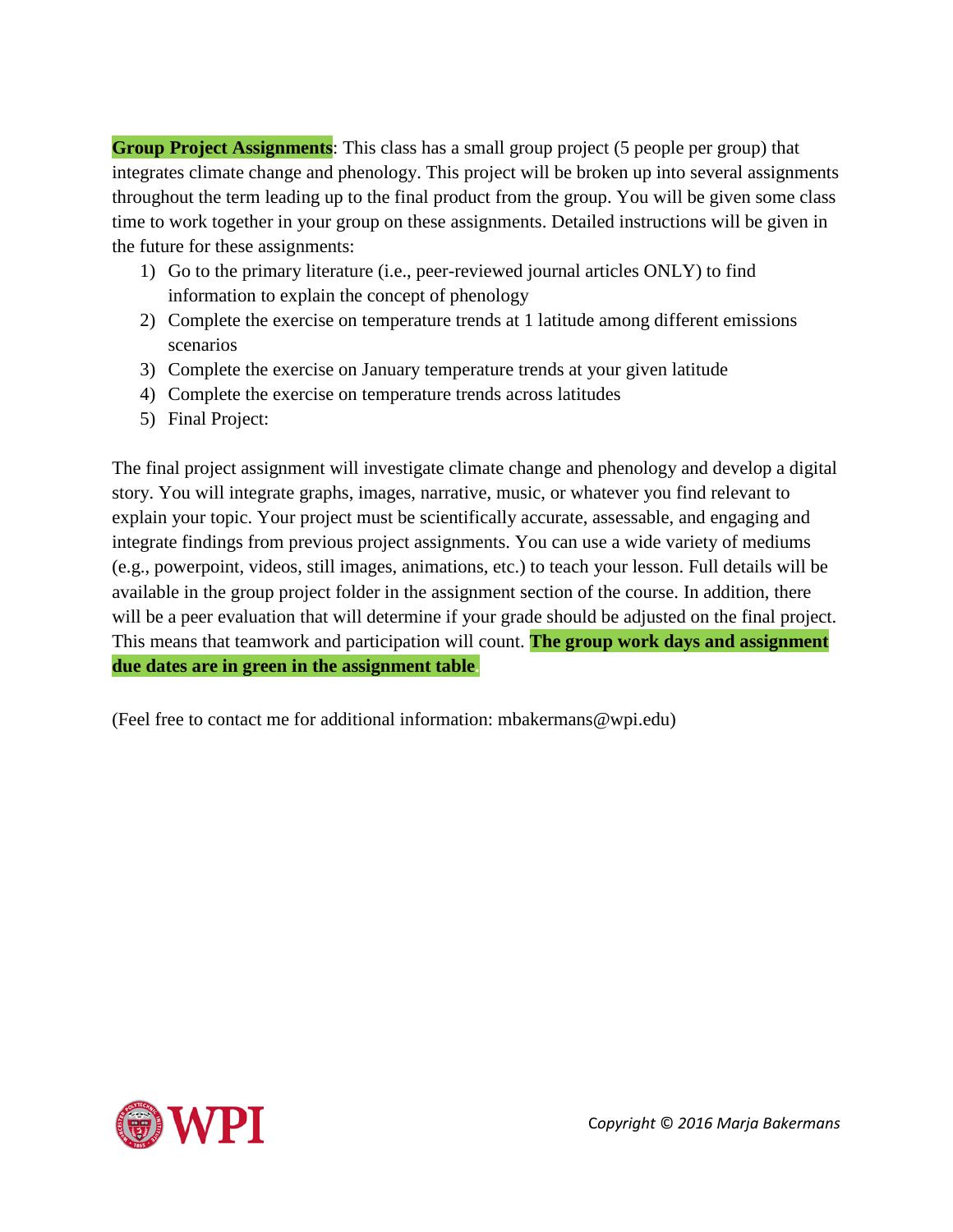**Group Project Assignments**: This class has a small group project (5 people per group) that integrates climate change and phenology. This project will be broken up into several assignments throughout the term leading up to the final product from the group. You will be given some class time to work together in your group on these assignments. Detailed instructions will be given in the future for these assignments:

1) Go to the primary literature (i.e., peer-reviewed journal articles ONLY) to find information to explain the concept of phenology
2) Complete the exercise on temperature trends at 1 latitude among different emissions scenarios
3) Complete the exercise on January temperature trends at your given latitude
4) Complete the exercise on temperature trends across latitudes
5) Final Project:

The final project assignment will investigate climate change and phenology and develop a digital story. You will integrate graphs, images, narrative, music, or whatever you find relevant to explain your topic. Your project must be scientifically accurate, assessable, and engaging and integrate findings from previous project assignments. You can use a wide variety of mediums (e.g., powerpoint, videos, still images, animations, etc.) to teach your lesson. Full details will be available in the group project folder in the assignment section of the course. In addition, there will be a peer evaluation that will determine if your grade should be adjusted on the final project. This means that teamwork and participation will count. **The group work days and assignment due dates are in green in the assignment table**.

(Feel free to contact me for additional information: mbakermans@wpi.edu)

*Copyright © 2016 Marja Bakermans*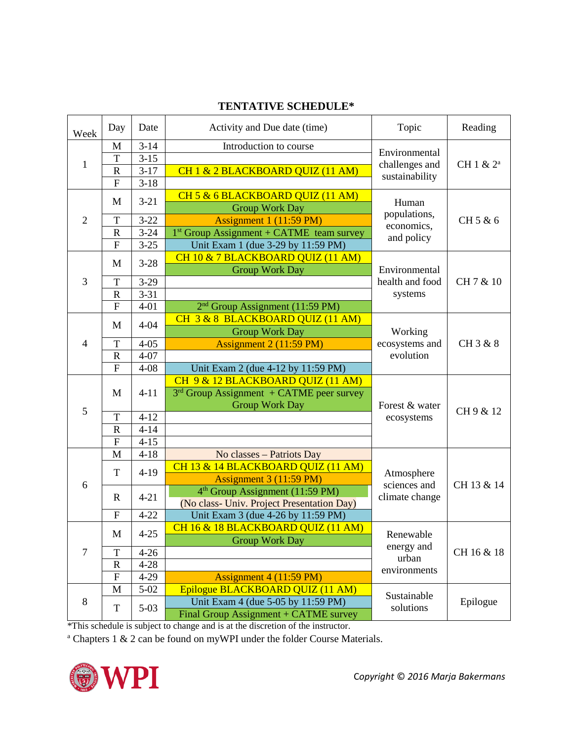## TENTATIVE SCHEDULE*

| Week | Day | Date | Activity and Due date (time) | Topic | Reading |
|---|---|---|---|---|---|
| 1 | M | 3-14 | Introduction to course | Environmental challenges and sustainability | CH 1 & 2[a] |
| | T | 3-15 | | | |
| | R | 3-17 | CH 1 & 2 BLACKBOARD QUIZ (11 AM) | | |
| | F | 3-18 | | | |
| 2 | M | 3-21 | CH 5 & 6 BLACKBOARD QUIZ (11 AM)<br>Group Work Day | Human populations, economics, and policy | CH 5 & 6 |
| | T | 3-22 | Assignment 1 (11:59 PM) | | |
| | R | 3-24 | 1st Group Assignment + CATME team survey | | |
| | F | 3-25 | Unit Exam 1 (due 3-29 by 11:59 PM) | | |
| 3 | M | 3-28 | CH 10 & 7 BLACKBOARD QUIZ (11 AM)<br>Group Work Day | Environmental health and food systems | CH 7 & 10 |
| | T | 3-29 | | | |
| | R | 3-31 | | | |
| | F | 4-01 | 2nd Group Assignment (11:59 PM) | | |
| 4 | M | 4-04 | CH 3 & 8 BLACKBOARD QUIZ (11 AM)<br>Group Work Day | Working ecosystems and evolution | CH 3 & 8 |
| | T | 4-05 | Assignment 2 (11:59 PM) | | |
| | R | 4-07 | | | |
| | F | 4-08 | Unit Exam 2 (due 4-12 by 11:59 PM) | | |
| 5 | M | 4-11 | CH 9 & 12 BLACKBOARD QUIZ (11 AM)<br>3rd Group Assignment + CATME peer survey<br>Group Work Day | Forest & water ecosystems | CH 9 & 12 |
| | T | 4-12 | | | |
| | R | 4-14 | | | |
| | F | 4-15 | | | |
| 6 | M | 4-18 | No classes – Patriots Day | Atmosphere sciences and climate change | CH 13 & 14 |
| | T | 4-19 | CH 13 & 14 BLACKBOARD QUIZ (11 AM)<br>Assignment 3 (11:59 PM) | | |
| | R | 4-21 | 4th Group Assignment (11:59 PM)<br>(No class- Univ. Project Presentation Day) | | |
| | F | 4-22 | Unit Exam 3 (due 4-26 by 11:59 PM) | | |
| 7 | M | 4-25 | CH 16 & 18 BLACKBOARD QUIZ (11 AM)<br>Group Work Day | Renewable energy and urban environments | CH 16 & 18 |
| | T | 4-26 | | | |
| | R | 4-28 | | | |
| | F | 4-29 | Assignment 4 (11:59 PM) | | |
| 8 | M | 5-02 | Epilogue BLACKBOARD QUIZ (11 AM) | Sustainable solutions | Epilogue |
| | T | 5-03 | Unit Exam 4 (due 5-05 by 11:59 PM)<br>Final Group Assignment + CATME survey | | |

*This schedule is subject to change and is at the discretion of the instructor.

[a] Chapters 1 & 2 can be found on myWPI under the folder Course Materials.

WPI

*Copyright © 2016 Marja Bakermans*